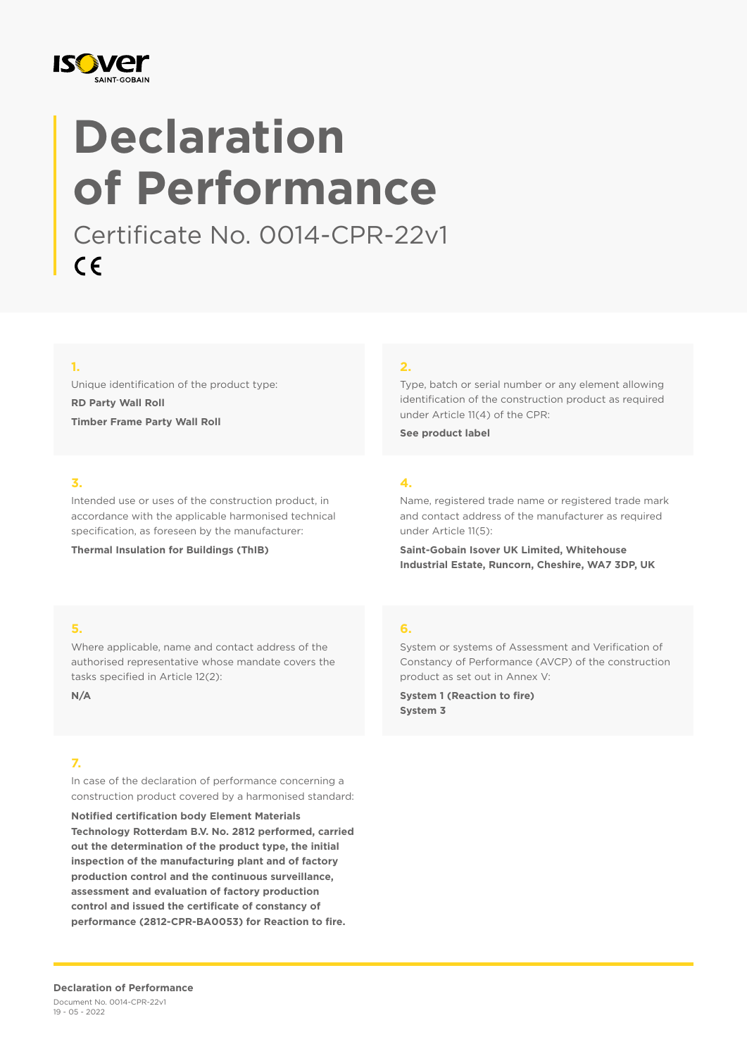# Declaration of Performance

Certificate No. 0014-CPR-22v1

CE

**1.**

Unique identification of the product type:

**RD Party Wall Roll**

**Timber Frame Party Wall Roll**

**2.**

Type, batch or serial number or any element allowing identification of the construction product as required under Article 11(4) of the CPR:

**See product label**

**3.**

Intended use or uses of the construction product, in accordance with the applicable harmonised technical specification, as foreseen by the manufacturer:

**Thermal Insulation for Buildings (ThIB)**

**4.**

Name, registered trade name or registered trade mark and contact address of the manufacturer as required under Article 11(5):

**Saint-Gobain Isover UK Limited, Whitehouse Industrial Estate, Runcorn, Cheshire, WA7 3DP, UK**

**5.**

Where applicable, name and contact address of the authorised representative whose mandate covers the tasks specified in Article 12(2):

**N/A**

**6.**

System or systems of Assessment and Verification of Constancy of Performance (AVCP) of the construction product as set out in Annex V:

**System 1 (Reaction to fire)**
**System 3**

**7.**

In case of the declaration of performance concerning a construction product covered by a harmonised standard:

**Notified certification body Element Materials Technology Rotterdam B.V. No. 2812 performed, carried out the determination of the product type, the initial inspection of the manufacturing plant and of factory production control and the continuous surveillance, assessment and evaluation of factory production control and issued the certificate of constancy of performance (2812-CPR-BA0053) for Reaction to fire.**

**Declaration of Performance**
Document No. 0014-CPR-22v1
19 - 05 - 2022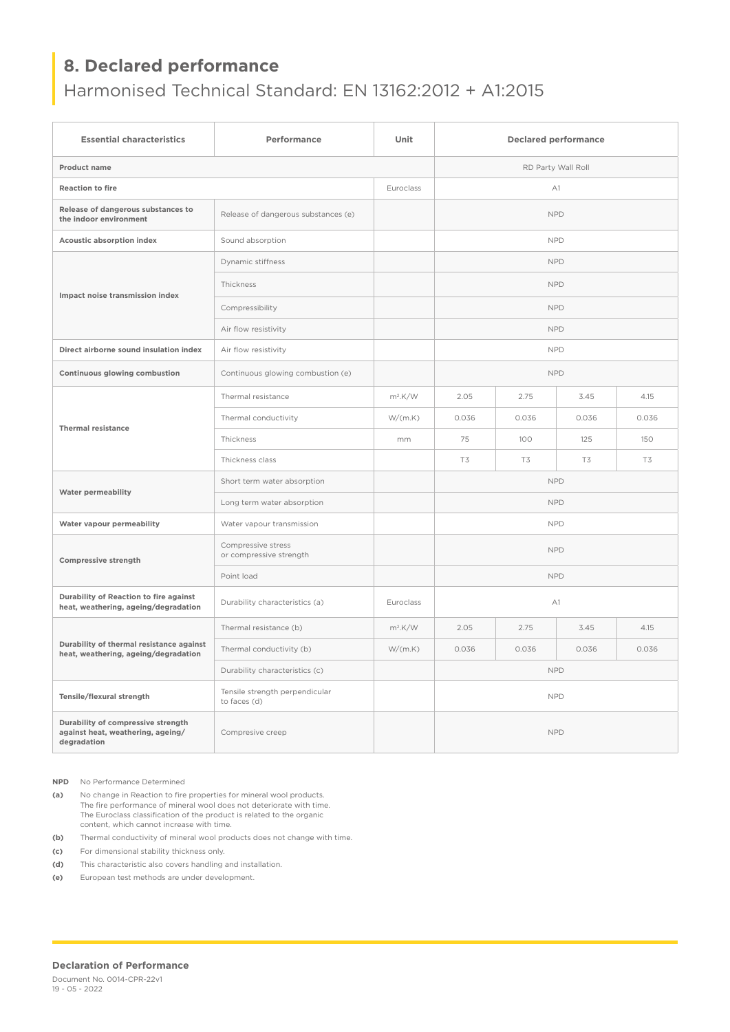## 8. Declared performance

Harmonised Technical Standard: EN 13162:2012 + A1:2015

| Essential characteristics | Performance | Unit | Declared performance | | | |
|---|---|---|---|---|---|---|
| **Product name** | | | RD Party Wall Roll | | | |
| **Reaction to fire** | | Euroclass | A1 | | | |
| **Release of dangerous substances to the indoor environment** | Release of dangerous substances (e) | | NPD | | | |
| **Acoustic absorption index** | Sound absorption | | NPD | | | |
| **Impact noise transmission index** | Dynamic stiffness | | NPD | | | |
| | Thickness | | NPD | | | |
| | Compressibility | | NPD | | | |
| | Air flow resistivity | | NPD | | | |
| **Direct airborne sound insulation index** | Air flow resistivity | | NPD | | | |
| **Continuous glowing combustion** | Continuous glowing combustion (e) | | NPD | | | |
| **Thermal resistance** | Thermal resistance | $m^2.K/W$ | 2.05 | 2.75 | 3.45 | 4.15 |
| | Thermal conductivity | W/(m.K) | 0.036 | 0.036 | 0.036 | 0.036 |
| | Thickness | mm | 75 | 100 | 125 | 150 |
| | Thickness class | | T3 | T3 | T3 | T3 |
| **Water permeability** | Short term water absorption | | NPD | | | |
| | Long term water absorption | | NPD | | | |
| **Water vapour permeability** | Water vapour transmission | | NPD | | | |
| **Compressive strength** | Compressive stress or compressive strength | | NPD | | | |
| | Point load | | NPD | | | |
| **Durability of Reaction to fire against heat, weathering, ageing/degradation** | Durability characteristics (a) | Euroclass | A1 | | | |
| **Durability of thermal resistance against heat, weathering, ageing/degradation** | Thermal resistance (b) | $m^2.K/W$ | 2.05 | 2.75 | 3.45 | 4.15 |
| | Thermal conductivity (b) | W/(m.K) | 0.036 | 0.036 | 0.036 | 0.036 |
| | Durability characteristics (c) | | NPD | | | |
| **Tensile/flexural strength** | Tensile strength perpendicular to faces (d) | | NPD | | | |
| **Durability of compressive strength against heat, weathering, ageing/ degradation** | Compresive creep | | NPD | | | |

**NPD** No Performance Determined

**(a)** No change in Reaction to fire properties for mineral wool products. The fire performance of mineral wool does not deteriorate with time. The Euroclass classification of the product is related to the organic content, which cannot increase with time.

**(b)** Thermal conductivity of mineral wool products does not change with time.

**(c)** For dimensional stability thickness only.

**(d)** This characteristic also covers handling and installation.

**(e)** European test methods are under development.

**Declaration of Performance**

Document No. 0014-CPR-22v1

19 - 05 - 2022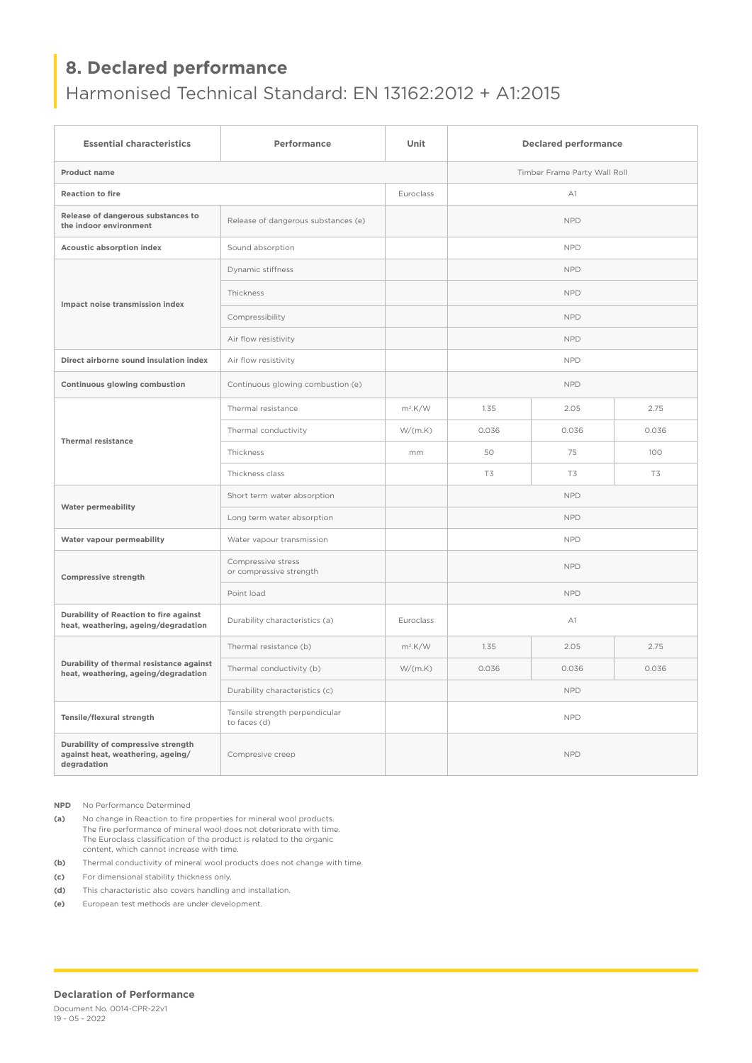## 8. Declared performance

Harmonised Technical Standard: EN 13162:2012 + A1:2015

| Essential characteristics | Performance | Unit | Declared performance | | |
|---|---|---|---|---|---|
| **Product name** | | | Timber Frame Party Wall Roll | | |
| **Reaction to fire** | | Euroclass | A1 | | |
| **Release of dangerous substances to the indoor environment** | Release of dangerous substances (e) | | NPD | | |
| **Acoustic absorption index** | Sound absorption | | NPD | | |
| **Impact noise transmission index** | Dynamic stiffness | | NPD | | |
| | Thickness | | NPD | | |
| | Compressibility | | NPD | | |
| | Air flow resistivity | | NPD | | |
| **Direct airborne sound insulation index** | Air flow resistivity | | NPD | | |
| **Continuous glowing combustion** | Continuous glowing combustion (e) | | NPD | | |
| **Thermal resistance** | Thermal resistance | $m^2.K/W$ | 1.35 | 2.05 | 2.75 |
| | Thermal conductivity | W/(m.K) | 0.036 | 0.036 | 0.036 |
| | Thickness | mm | 50 | 75 | 100 |
| | Thickness class | | T3 | T3 | T3 |
| **Water permeability** | Short term water absorption | | NPD | | |
| | Long term water absorption | | NPD | | |
| **Water vapour permeability** | Water vapour transmission | | NPD | | |
| **Compressive strength** | Compressive stress or compressive strength | | NPD | | |
| | Point load | | NPD | | |
| **Durability of Reaction to fire against heat, weathering, ageing/degradation** | Durability characteristics (a) | Euroclass | A1 | | |
| **Durability of thermal resistance against heat, weathering, ageing/degradation** | Thermal resistance (b) | $m^2.K/W$ | 1.35 | 2.05 | 2.75 |
| | Thermal conductivity (b) | W/(m.K) | 0.036 | 0.036 | 0.036 |
| | Durability characteristics (c) | | NPD | | |
| **Tensile/flexural strength** | Tensile strength perpendicular to faces (d) | | NPD | | |
| **Durability of compressive strength against heat, weathering, ageing/ degradation** | Compresive creep | | NPD | | |

**NPD** No Performance Determined

**(a)** No change in Reaction to fire properties for mineral wool products. The fire performance of mineral wool does not deteriorate with time. The Euroclass classification of the product is related to the organic content, which cannot increase with time.

**(b)** Thermal conductivity of mineral wool products does not change with time.

**(c)** For dimensional stability thickness only.

**(d)** This characteristic also covers handling and installation.

**(e)** European test methods are under development.

**Declaration of Performance**

Document No. 0014-CPR-22v1

19 - 05 - 2022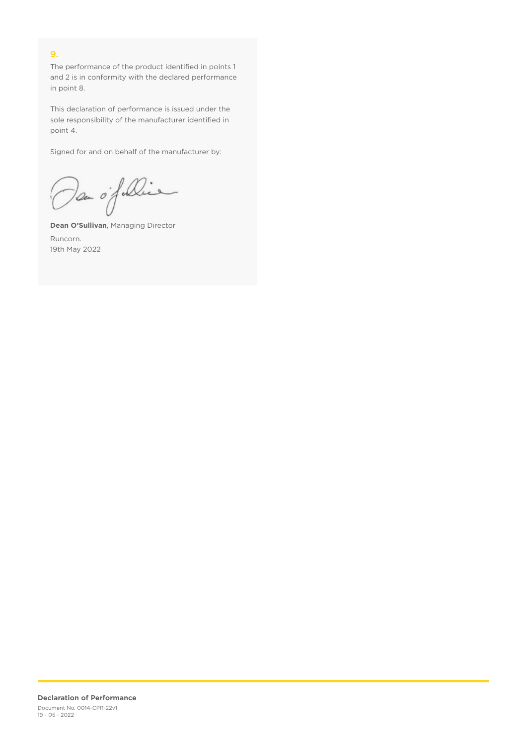## 9.

The performance of the product identified in points 1 and 2 is in conformity with the declared performance in point 8.

This declaration of performance is issued under the sole responsibility of the manufacturer identified in point 4.

Signed for and on behalf of the manufacturer by:

**Dean O'Sullivan**, Managing Director

Runcorn.
19th May 2022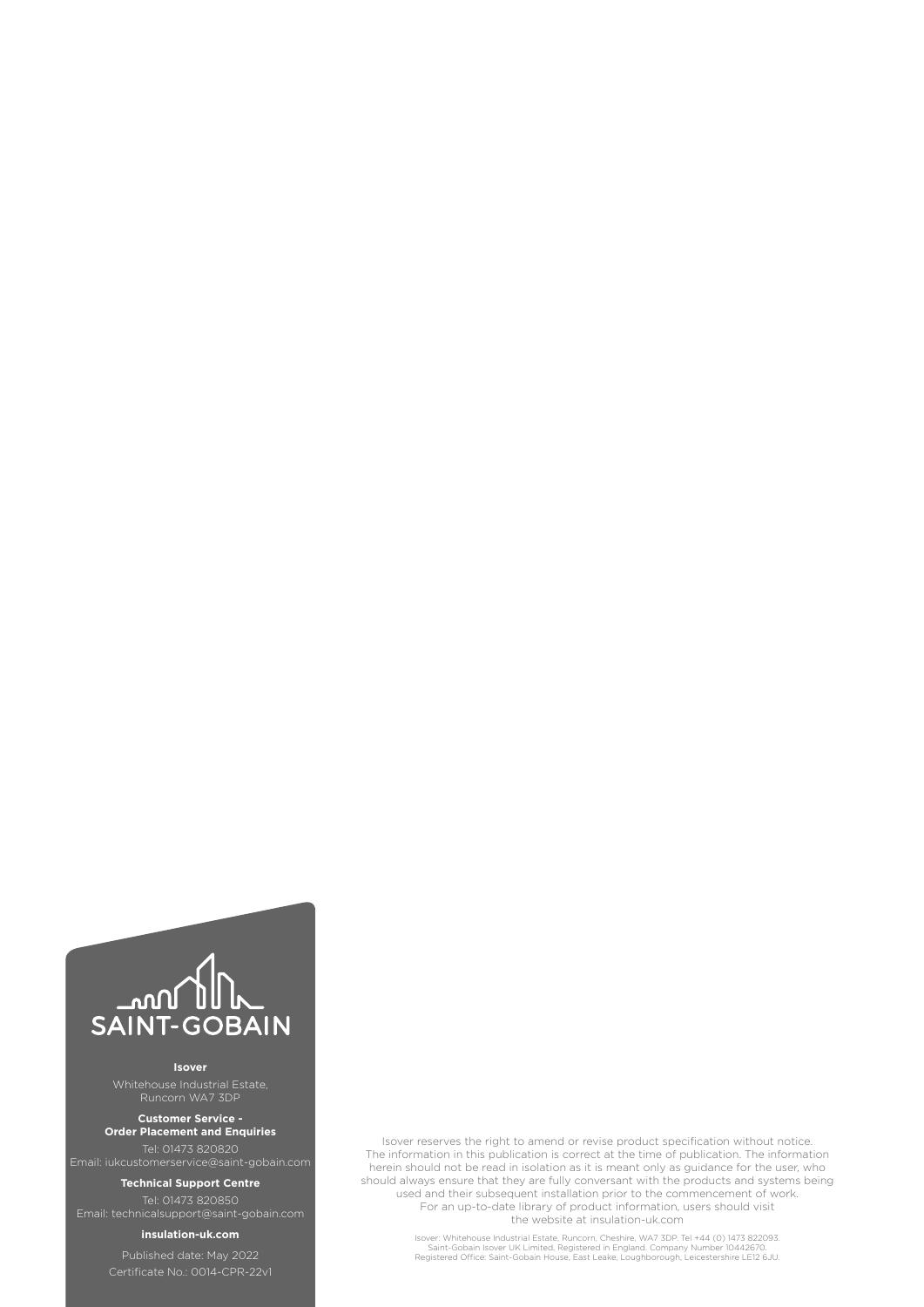SAINT-GOBAIN

**Isover**

Whitehouse Industrial Estate,
Runcorn WA7 3DP

**Customer Service - Order Placement and Enquiries**

Tel: 01473 820820
Email: iukcustomerservice@saint-gobain.com

**Technical Support Centre**

Tel: 01473 820850
Email: technicalsupport@saint-gobain.com

**insulation-uk.com**

Published date: May 2022
Certificate No.: 0014-CPR-22v1

Isover reserves the right to amend or revise product specification without notice. The information in this publication is correct at the time of publication. The information herein should not be read in isolation as it is meant only as guidance for the user, who should always ensure that they are fully conversant with the products and systems being used and their subsequent installation prior to the commencement of work. For an up-to-date library of product information, users should visit the website at insulation-uk.com

Isover: Whitehouse Industrial Estate, Runcorn, Cheshire, WA7 3DP. Tel +44 (0) 1473 822093.
Saint-Gobain Isover UK Limited, Registered in England. Company Number 10442670.
Registered Office: Saint-Gobain House, East Leake, Loughborough, Leicestershire LE12 6JU.